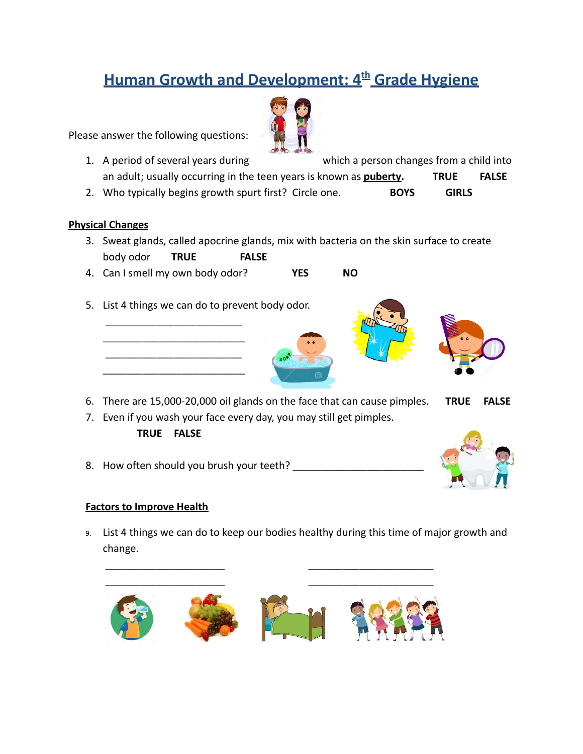# Human Growth and Development: 4th Grade Hygiene

Please answer the following questions:

1. A period of several years during which a person changes from a child into an adult; usually occurring in the teen years is known as **puberty**. **TRUE** **FALSE**
2. Who typically begins growth spurt first? Circle one. **BOYS** **GIRLS**

## Physical Changes

3. Sweat glands, called apocrine glands, mix with bacteria on the skin surface to create body odor **TRUE** **FALSE**
4. Can I smell my own body odor? **YES** **NO**
5. List 4 things we can do to prevent body odor.

   ________________________

   ________________________

   ________________________

   ________________________

6. There are 15,000-20,000 oil glands on the face that can cause pimples. **TRUE** **FALSE**
7. Even if you wash your face every day, you may still get pimples.

   **TRUE** **FALSE**

8. How often should you brush your teeth? ______________________

## Factors to Improve Health

9. List 4 things we can do to keep our bodies healthy during this time of major growth and change.

   ____________________ ____________________

   ____________________ ____________________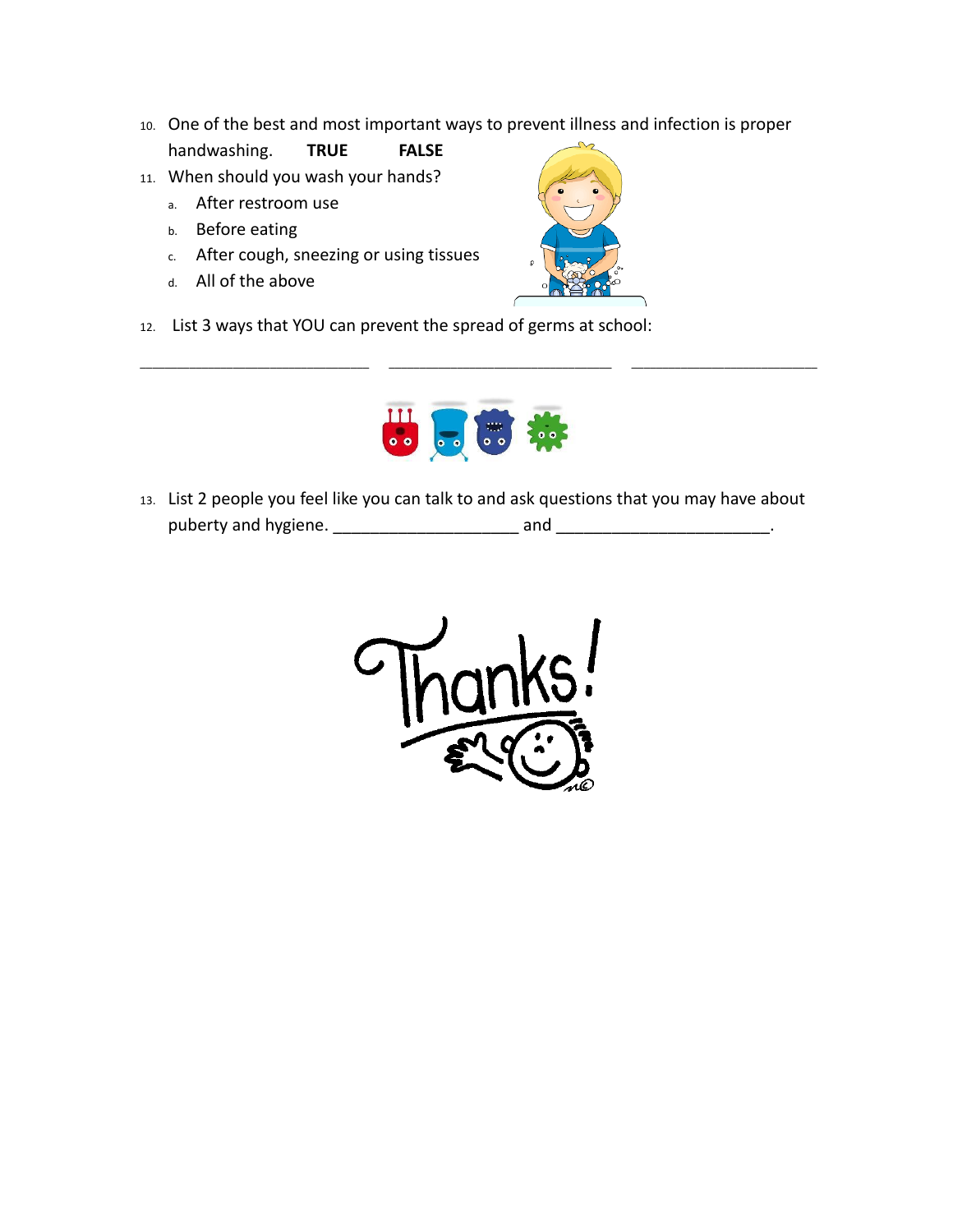10. One of the best and most important ways to prevent illness and infection is proper handwashing. **TRUE** **FALSE**
11. When should you wash your hands?
    a. After restroom use
    b. Before eating
    c. After cough, sneezing or using tissues
    d. All of the above
12. List 3 ways that YOU can prevent the spread of germs at school:

___________________________ ___________________________ ___________________________

13. List 2 people you feel like you can talk to and ask questions that you may have about puberty and hygiene. ____________________ and _______________________.